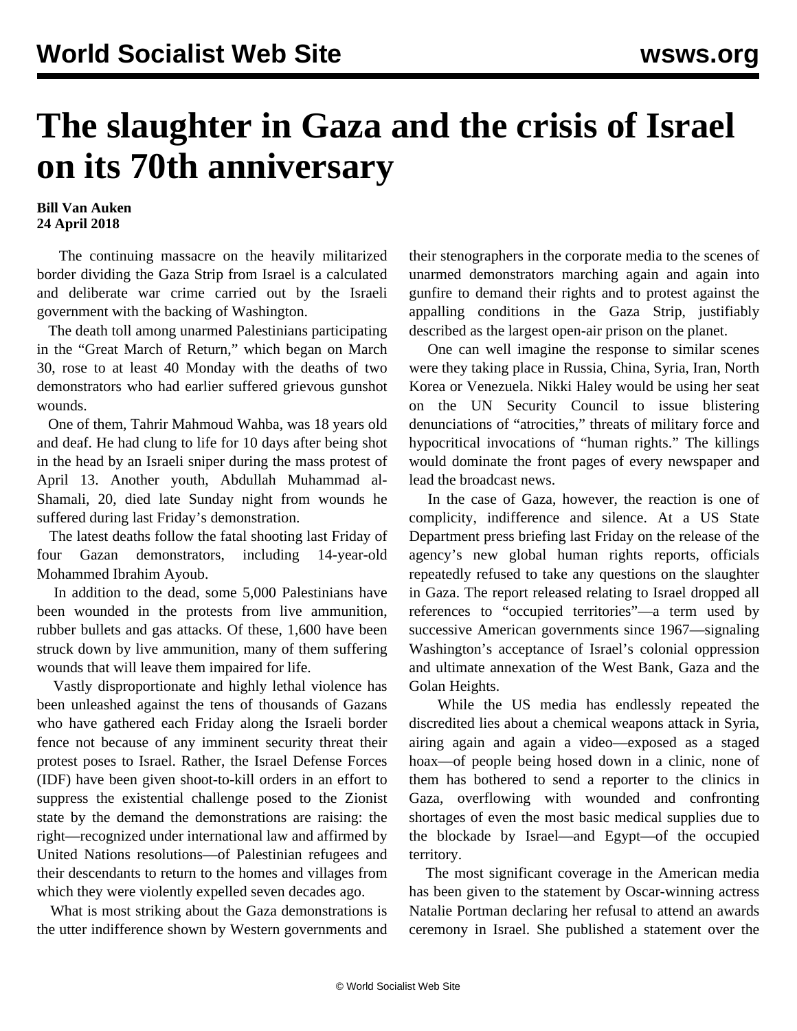# The slaughter in Gaza and the crisis of Israel on its 70th anniversary

**Bill Van Auken**
**24 April 2018**

The continuing massacre on the heavily militarized border dividing the Gaza Strip from Israel is a calculated and deliberate war crime carried out by the Israeli government with the backing of Washington.

The death toll among unarmed Palestinians participating in the "Great March of Return," which began on March 30, rose to at least 40 Monday with the deaths of two demonstrators who had earlier suffered grievous gunshot wounds.

One of them, Tahrir Mahmoud Wahba, was 18 years old and deaf. He had clung to life for 10 days after being shot in the head by an Israeli sniper during the mass protest of April 13. Another youth, Abdullah Muhammad al-Shamali, 20, died late Sunday night from wounds he suffered during last Friday's demonstration.

The latest deaths follow the fatal shooting last Friday of four Gazan demonstrators, including 14-year-old Mohammed Ibrahim Ayoub.

In addition to the dead, some 5,000 Palestinians have been wounded in the protests from live ammunition, rubber bullets and gas attacks. Of these, 1,600 have been struck down by live ammunition, many of them suffering wounds that will leave them impaired for life.

Vastly disproportionate and highly lethal violence has been unleashed against the tens of thousands of Gazans who have gathered each Friday along the Israeli border fence not because of any imminent security threat their protest poses to Israel. Rather, the Israel Defense Forces (IDF) have been given shoot-to-kill orders in an effort to suppress the existential challenge posed to the Zionist state by the demand the demonstrations are raising: the right—recognized under international law and affirmed by United Nations resolutions—of Palestinian refugees and their descendants to return to the homes and villages from which they were violently expelled seven decades ago.

What is most striking about the Gaza demonstrations is the utter indifference shown by Western governments and their stenographers in the corporate media to the scenes of unarmed demonstrators marching again and again into gunfire to demand their rights and to protest against the appalling conditions in the Gaza Strip, justifiably described as the largest open-air prison on the planet.

One can well imagine the response to similar scenes were they taking place in Russia, China, Syria, Iran, North Korea or Venezuela. Nikki Haley would be using her seat on the UN Security Council to issue blistering denunciations of "atrocities," threats of military force and hypocritical invocations of "human rights." The killings would dominate the front pages of every newspaper and lead the broadcast news.

In the case of Gaza, however, the reaction is one of complicity, indifference and silence. At a US State Department press briefing last Friday on the release of the agency's new global human rights reports, officials repeatedly refused to take any questions on the slaughter in Gaza. The report released relating to Israel dropped all references to "occupied territories"—a term used by successive American governments since 1967—signaling Washington's acceptance of Israel's colonial oppression and ultimate annexation of the West Bank, Gaza and the Golan Heights.

While the US media has endlessly repeated the discredited lies about a chemical weapons attack in Syria, airing again and again a video—exposed as a staged hoax—of people being hosed down in a clinic, none of them has bothered to send a reporter to the clinics in Gaza, overflowing with wounded and confronting shortages of even the most basic medical supplies due to the blockade by Israel—and Egypt—of the occupied territory.

The most significant coverage in the American media has been given to the statement by Oscar-winning actress Natalie Portman declaring her refusal to attend an awards ceremony in Israel. She published a statement over the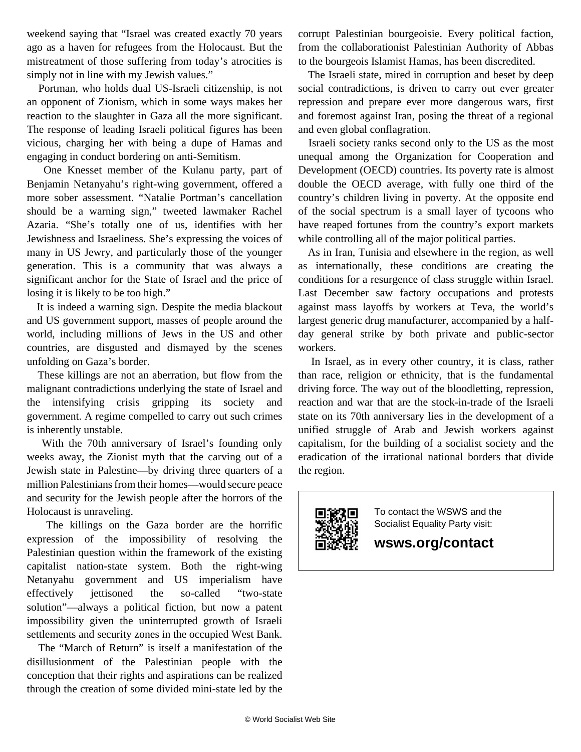weekend saying that "Israel was created exactly 70 years ago as a haven for refugees from the Holocaust. But the mistreatment of those suffering from today's atrocities is simply not in line with my Jewish values."

Portman, who holds dual US-Israeli citizenship, is not an opponent of Zionism, which in some ways makes her reaction to the slaughter in Gaza all the more significant. The response of leading Israeli political figures has been vicious, charging her with being a dupe of Hamas and engaging in conduct bordering on anti-Semitism.

One Knesset member of the Kulanu party, part of Benjamin Netanyahu's right-wing government, offered a more sober assessment. "Natalie Portman's cancellation should be a warning sign," tweeted lawmaker Rachel Azaria. "She's totally one of us, identifies with her Jewishness and Israeliness. She's expressing the voices of many in US Jewry, and particularly those of the younger generation. This is a community that was always a significant anchor for the State of Israel and the price of losing it is likely to be too high."

It is indeed a warning sign. Despite the media blackout and US government support, masses of people around the world, including millions of Jews in the US and other countries, are disgusted and dismayed by the scenes unfolding on Gaza's border.

These killings are not an aberration, but flow from the malignant contradictions underlying the state of Israel and the intensifying crisis gripping its society and government. A regime compelled to carry out such crimes is inherently unstable.

With the 70th anniversary of Israel's founding only weeks away, the Zionist myth that the carving out of a Jewish state in Palestine—by driving three quarters of a million Palestinians from their homes—would secure peace and security for the Jewish people after the horrors of the Holocaust is unraveling.

The killings on the Gaza border are the horrific expression of the impossibility of resolving the Palestinian question within the framework of the existing capitalist nation-state system. Both the right-wing Netanyahu government and US imperialism have effectively jettisoned the so-called "two-state solution"—always a political fiction, but now a patent impossibility given the uninterrupted growth of Israeli settlements and security zones in the occupied West Bank.

The "March of Return" is itself a manifestation of the disillusionment of the Palestinian people with the conception that their rights and aspirations can be realized through the creation of some divided mini-state led by the corrupt Palestinian bourgeoisie. Every political faction, from the collaborationist Palestinian Authority of Abbas to the bourgeois Islamist Hamas, has been discredited.

The Israeli state, mired in corruption and beset by deep social contradictions, is driven to carry out ever greater repression and prepare ever more dangerous wars, first and foremost against Iran, posing the threat of a regional and even global conflagration.

Israeli society ranks second only to the US as the most unequal among the Organization for Cooperation and Development (OECD) countries. Its poverty rate is almost double the OECD average, with fully one third of the country's children living in poverty. At the opposite end of the social spectrum is a small layer of tycoons who have reaped fortunes from the country's export markets while controlling all of the major political parties.

As in Iran, Tunisia and elsewhere in the region, as well as internationally, these conditions are creating the conditions for a resurgence of class struggle within Israel. Last December saw factory occupations and protests against mass layoffs by workers at Teva, the world's largest generic drug manufacturer, accompanied by a half-day general strike by both private and public-sector workers.

In Israel, as in every other country, it is class, rather than race, religion or ethnicity, that is the fundamental driving force. The way out of the bloodletting, repression, reaction and war that are the stock-in-trade of the Israeli state on its 70th anniversary lies in the development of a unified struggle of Arab and Jewish workers against capitalism, for the building of a socialist society and the eradication of the irrational national borders that divide the region.

To contact the WSWS and the Socialist Equality Party visit:

**wsws.org/contact**